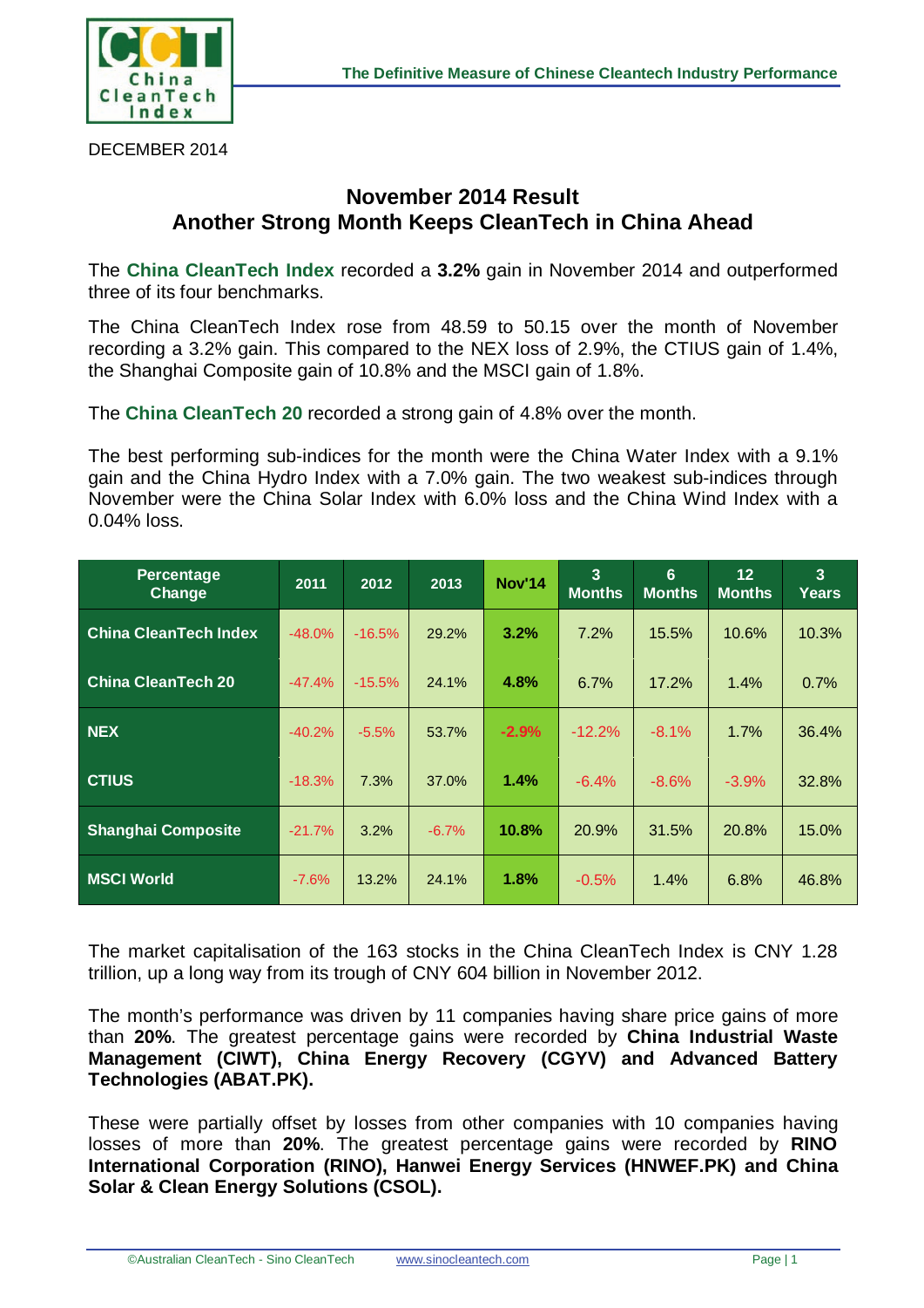DECEMBER 2014

# November 2014 Result
## Another Strong Month Keeps CleanTech in China Ahead

The **China CleanTech Index** recorded a **3.2%** gain in November 2014 and outperformed three of its four benchmarks.

The China CleanTech Index rose from 48.59 to 50.15 over the month of November recording a 3.2% gain. This compared to the NEX loss of 2.9%, the CTIUS gain of 1.4%, the Shanghai Composite gain of 10.8% and the MSCI gain of 1.8%.

The **China CleanTech 20** recorded a strong gain of 4.8% over the month.

The best performing sub-indices for the month were the China Water Index with a 9.1% gain and the China Hydro Index with a 7.0% gain. The two weakest sub-indices through November were the China Solar Index with 6.0% loss and the China Wind Index with a 0.04% loss.

| Percentage Change | 2011 | 2012 | 2013 | Nov'14 | 3 Months | 6 Months | 12 Months | 3 Years |
|---|---|---|---|---|---|---|---|---|
| China CleanTech Index | -48.0% | -16.5% | 29.2% | 3.2% | 7.2% | 15.5% | 10.6% | 10.3% |
| China CleanTech 20 | -47.4% | -15.5% | 24.1% | 4.8% | 6.7% | 17.2% | 1.4% | 0.7% |
| NEX | -40.2% | -5.5% | 53.7% | -2.9% | -12.2% | -8.1% | 1.7% | 36.4% |
| CTIUS | -18.3% | 7.3% | 37.0% | 1.4% | -6.4% | -8.6% | -3.9% | 32.8% |
| Shanghai Composite | -21.7% | 3.2% | -6.7% | 10.8% | 20.9% | 31.5% | 20.8% | 15.0% |
| MSCI World | -7.6% | 13.2% | 24.1% | 1.8% | -0.5% | 1.4% | 6.8% | 46.8% |

The market capitalisation of the 163 stocks in the China CleanTech Index is CNY 1.28 trillion, up a long way from its trough of CNY 604 billion in November 2012.

The month's performance was driven by 11 companies having share price gains of more than **20%**. The greatest percentage gains were recorded by **China Industrial Waste Management (CIWT), China Energy Recovery (CGYV) and Advanced Battery Technologies (ABAT.PK).**

These were partially offset by losses from other companies with 10 companies having losses of more than **20%**. The greatest percentage gains were recorded by **RINO International Corporation (RINO), Hanwei Energy Services (HNWEF.PK) and China Solar & Clean Energy Solutions (CSOL).**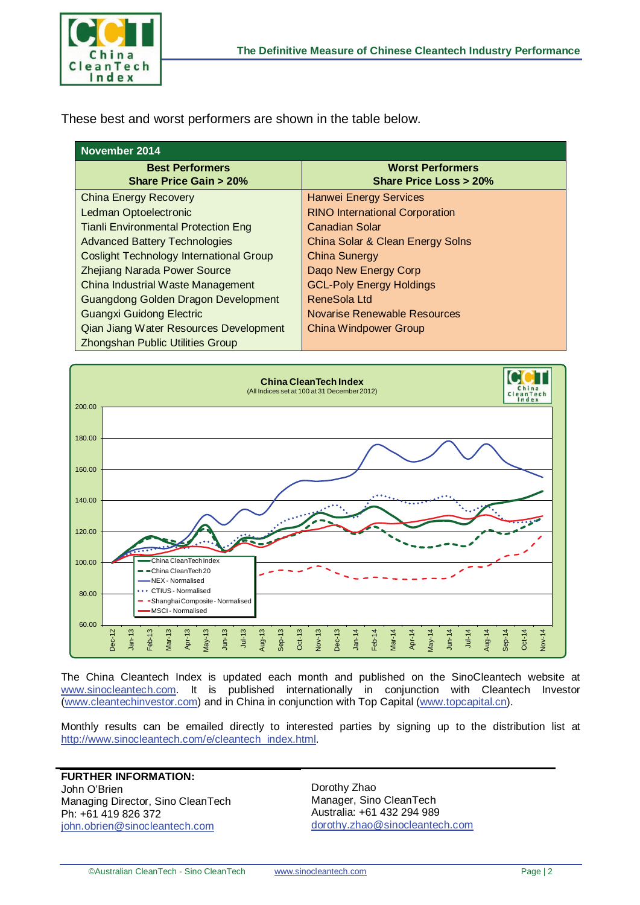These best and worst performers are shown in the table below.

| November 2014 | |
|---|---|
| **Best Performers Share Price Gain > 20%** | **Worst Performers Share Price Loss > 20%** |
| China Energy Recovery | Hanwei Energy Services |
| Ledman Optoelectronic | RINO International Corporation |
| Tianli Environmental Protection Eng | Canadian Solar |
| Advanced Battery Technologies | China Solar & Clean Energy Solns |
| Coslight Technology International Group | China Sunergy |
| Zhejiang Narada Power Source | Daqo New Energy Corp |
| China Industrial Waste Management | GCL-Poly Energy Holdings |
| Guangdong Golden Dragon Development | ReneSola Ltd |
| Guangxi Guidong Electric | Novarise Renewable Resources |
| Qian Jiang Water Resources Development | China Windpower Group |
| Zhongshan Public Utilities Group | |

China CleanTech Index
(All Indices set at 100 at 31 December 2012)

200.00
180.00
160.00
140.00
120.00
100.00
80.00
60.00

Dec-12 Jan-13 Feb-13 Mar-13 Apr-13 May-13 Jun-13 Jul-13 Aug-13 Sep-13 Oct-13 Nov-13 Dec-13 Jan-14 Feb-14 Mar-14 Apr-14 May-14 Jun-14 Jul-14 Aug-14 Sep-14 Oct-14 Nov-14

China CleanTech Index
China CleanTech 20
NEX - Normalised
CTIUS - Normalised
Shanghai Composite - Normalised
MSCI - Normalised

The China Cleantech Index is updated each month and published on the SinoCleantech website at www.sinocleantech.com. It is published internationally in conjunction with Cleantech Investor (www.cleantechinvestor.com) and in China in conjunction with Top Capital (www.topcapital.cn).

Monthly results can be emailed directly to interested parties by signing up to the distribution list at http://www.sinocleantech.com/e/cleantech_index.html.

**FURTHER INFORMATION:**

John O'Brien
Managing Director, Sino CleanTech
Ph: +61 419 826 372
john.obrien@sinocleantech.com

Dorothy Zhao
Manager, Sino CleanTech
Australia: +61 432 294 989
dorothy.zhao@sinocleantech.com